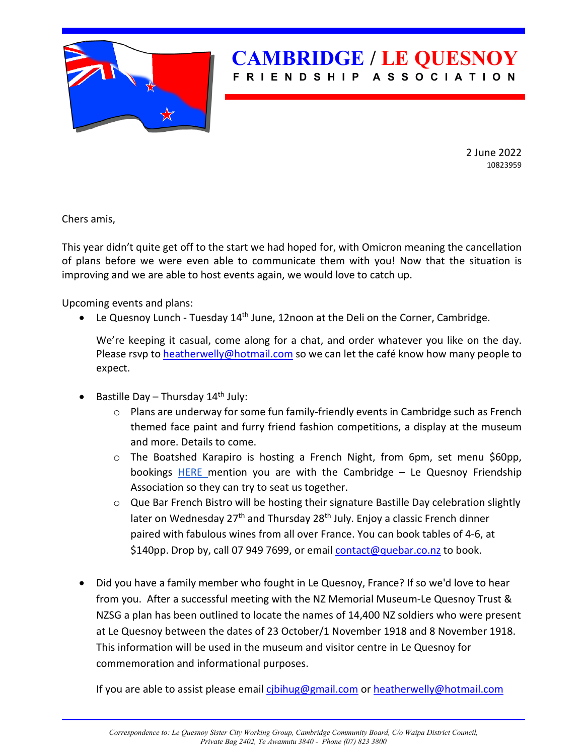# CAMBRIDGE / LE QUESNOY

**FRIENDSHIP ASSOCIATION**

2 June 2022
10823959

Chers amis,

This year didn't quite get off to the start we had hoped for, with Omicron meaning the cancellation of plans before we were even able to communicate them with you! Now that the situation is improving and we are able to host events again, we would love to catch up.

Upcoming events and plans:

- Le Quesnoy Lunch - Tuesday 14th June, 12noon at the Deli on the Corner, Cambridge.

  We're keeping it casual, come along for a chat, and order whatever you like on the day. Please rsvp to heatherwelly@hotmail.com so we can let the café know how many people to expect.

- Bastille Day – Thursday 14th July:
  - Plans are underway for some fun family-friendly events in Cambridge such as French themed face paint and furry friend fashion competitions, a display at the museum and more. Details to come.
  - The Boatshed Karapiro is hosting a French Night, from 6pm, set menu $60pp, bookings HERE mention you are with the Cambridge – Le Quesnoy Friendship Association so they can try to seat us together.
  - Que Bar French Bistro will be hosting their signature Bastille Day celebration slightly later on Wednesday 27th and Thursday 28th July. Enjoy a classic French dinner paired with fabulous wines from all over France. You can book tables of 4-6, at $140pp. Drop by, call 07 949 7699, or email contact@quebar.co.nz to book.

- Did you have a family member who fought in Le Quesnoy, France? If so we'd love to hear from you. After a successful meeting with the NZ Memorial Museum-Le Quesnoy Trust & NZSG a plan has been outlined to locate the names of 14,400 NZ soldiers who were present at Le Quesnoy between the dates of 23 October/1 November 1918 and 8 November 1918. This information will be used in the museum and visitor centre in Le Quesnoy for commemoration and informational purposes.

  If you are able to assist please email cjbihug@gmail.com or heatherwelly@hotmail.com

*Correspondence to: Le Quesnoy Sister City Working Group, Cambridge Community Board, C/o Waipa District Council, Private Bag 2402, Te Awamutu 3840 - Phone (07) 823 3800*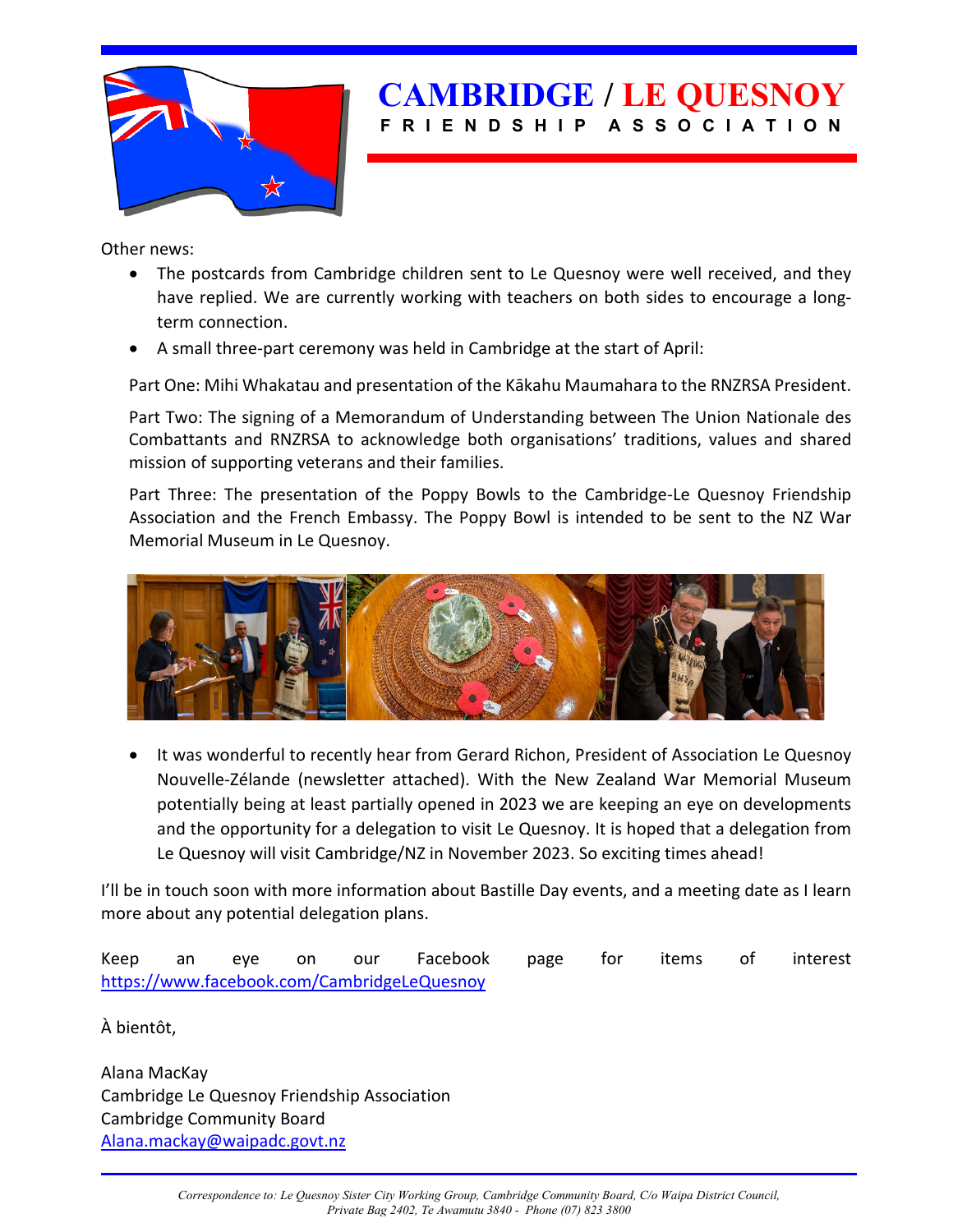# CAMBRIDGE / LE QUESNOY

**FRIENDSHIP ASSOCIATION**

Other news:

- The postcards from Cambridge children sent to Le Quesnoy were well received, and they have replied. We are currently working with teachers on both sides to encourage a long-term connection.
- A small three-part ceremony was held in Cambridge at the start of April:

  Part One: Mihi Whakatau and presentation of the Kākahu Maumahara to the RNZRSA President.

  Part Two: The signing of a Memorandum of Understanding between The Union Nationale des Combattants and RNZRSA to acknowledge both organisations' traditions, values and shared mission of supporting veterans and their families.

  Part Three: The presentation of the Poppy Bowls to the Cambridge-Le Quesnoy Friendship Association and the French Embassy. The Poppy Bowl is intended to be sent to the NZ War Memorial Museum in Le Quesnoy.

- It was wonderful to recently hear from Gerard Richon, President of Association Le Quesnoy Nouvelle-Zélande (newsletter attached). With the New Zealand War Memorial Museum potentially being at least partially opened in 2023 we are keeping an eye on developments and the opportunity for a delegation to visit Le Quesnoy. It is hoped that a delegation from Le Quesnoy will visit Cambridge/NZ in November 2023. So exciting times ahead!

I'll be in touch soon with more information about Bastille Day events, and a meeting date as I learn more about any potential delegation plans.

Keep an eye on our Facebook page for items of interest [https://www.facebook.com/CambridgeLeQuesnoy](https://www.facebook.com/CambridgeLeQuesnoy)

À bientôt,

Alana MacKay
Cambridge Le Quesnoy Friendship Association
Cambridge Community Board
[Alana.mackay@waipadc.govt.nz](mailto:Alana.mackay@waipadc.govt.nz)

*Correspondence to: Le Quesnoy Sister City Working Group, Cambridge Community Board, C/o Waipa District Council, Private Bag 2402, Te Awamutu 3840 - Phone (07) 823 3800*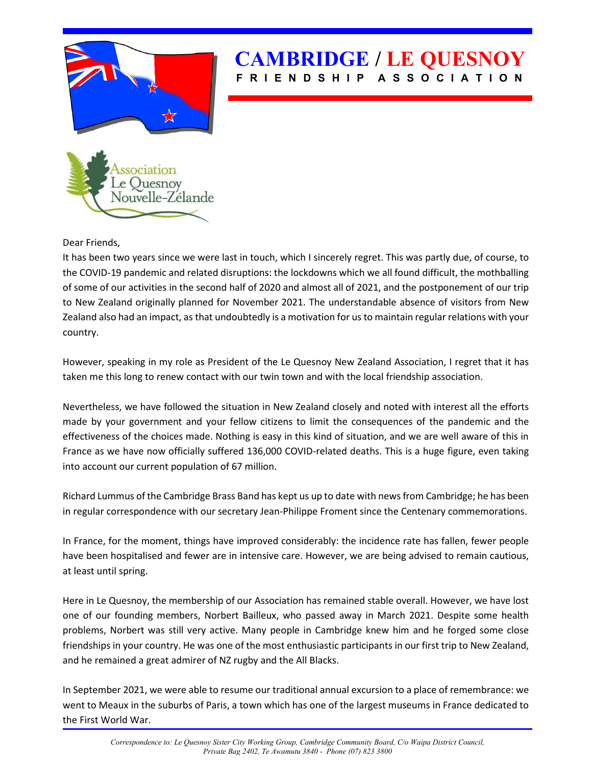# CAMBRIDGE / LE QUESNOY

**FRIENDSHIP ASSOCIATION**

Association Le Quesnoy Nouvelle-Zélande

Dear Friends,

It has been two years since we were last in touch, which I sincerely regret. This was partly due, of course, to the COVID-19 pandemic and related disruptions: the lockdowns which we all found difficult, the mothballing of some of our activities in the second half of 2020 and almost all of 2021, and the postponement of our trip to New Zealand originally planned for November 2021. The understandable absence of visitors from New Zealand also had an impact, as that undoubtedly is a motivation for us to maintain regular relations with your country.

However, speaking in my role as President of the Le Quesnoy New Zealand Association, I regret that it has taken me this long to renew contact with our twin town and with the local friendship association.

Nevertheless, we have followed the situation in New Zealand closely and noted with interest all the efforts made by your government and your fellow citizens to limit the consequences of the pandemic and the effectiveness of the choices made. Nothing is easy in this kind of situation, and we are well aware of this in France as we have now officially suffered 136,000 COVID-related deaths. This is a huge figure, even taking into account our current population of 67 million.

Richard Lummus of the Cambridge Brass Band has kept us up to date with news from Cambridge; he has been in regular correspondence with our secretary Jean-Philippe Froment since the Centenary commemorations.

In France, for the moment, things have improved considerably: the incidence rate has fallen, fewer people have been hospitalised and fewer are in intensive care. However, we are being advised to remain cautious, at least until spring.

Here in Le Quesnoy, the membership of our Association has remained stable overall. However, we have lost one of our founding members, Norbert Bailleux, who passed away in March 2021. Despite some health problems, Norbert was still very active. Many people in Cambridge knew him and he forged some close friendships in your country. He was one of the most enthusiastic participants in our first trip to New Zealand, and he remained a great admirer of NZ rugby and the All Blacks.

In September 2021, we were able to resume our traditional annual excursion to a place of remembrance: we went to Meaux in the suburbs of Paris, a town which has one of the largest museums in France dedicated to the First World War.

*Correspondence to: Le Quesnoy Sister City Working Group, Cambridge Community Board, C/o Waipa District Council, Private Bag 2402, Te Awamutu 3840 - Phone (07) 823 3800*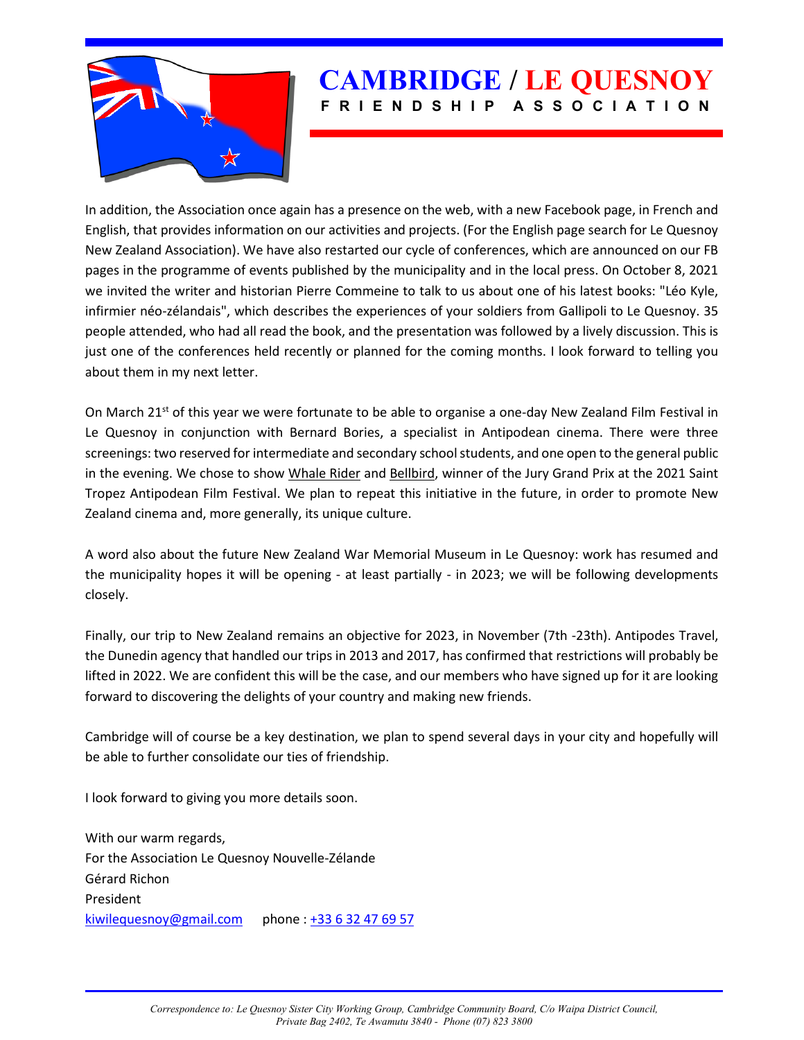# CAMBRIDGE / LE QUESNOY
**FRIENDSHIP ASSOCIATION**

In addition, the Association once again has a presence on the web, with a new Facebook page, in French and English, that provides information on our activities and projects. (For the English page search for Le Quesnoy New Zealand Association). We have also restarted our cycle of conferences, which are announced on our FB pages in the programme of events published by the municipality and in the local press. On October 8, 2021 we invited the writer and historian Pierre Commeine to talk to us about one of his latest books: "Léo Kyle, infirmier néo-zélandais", which describes the experiences of your soldiers from Gallipoli to Le Quesnoy. 35 people attended, who had all read the book, and the presentation was followed by a lively discussion. This is just one of the conferences held recently or planned for the coming months. I look forward to telling you about them in my next letter.

On March 21st of this year we were fortunate to be able to organise a one-day New Zealand Film Festival in Le Quesnoy in conjunction with Bernard Bories, a specialist in Antipodean cinema. There were three screenings: two reserved for intermediate and secondary school students, and one open to the general public in the evening. We chose to show Whale Rider and Bellbird, winner of the Jury Grand Prix at the 2021 Saint Tropez Antipodean Film Festival. We plan to repeat this initiative in the future, in order to promote New Zealand cinema and, more generally, its unique culture.

A word also about the future New Zealand War Memorial Museum in Le Quesnoy: work has resumed and the municipality hopes it will be opening - at least partially - in 2023; we will be following developments closely.

Finally, our trip to New Zealand remains an objective for 2023, in November (7th -23th). Antipodes Travel, the Dunedin agency that handled our trips in 2013 and 2017, has confirmed that restrictions will probably be lifted in 2022. We are confident this will be the case, and our members who have signed up for it are looking forward to discovering the delights of your country and making new friends.

Cambridge will of course be a key destination, we plan to spend several days in your city and hopefully will be able to further consolidate our ties of friendship.

I look forward to giving you more details soon.

With our warm regards,
For the Association Le Quesnoy Nouvelle-Zélande
Gérard Richon
President
kiwilequesnoy@gmail.com phone : +33 6 32 47 69 57

*Correspondence to: Le Quesnoy Sister City Working Group, Cambridge Community Board, C/o Waipa District Council, Private Bag 2402, Te Awamutu 3840 - Phone (07) 823 3800*